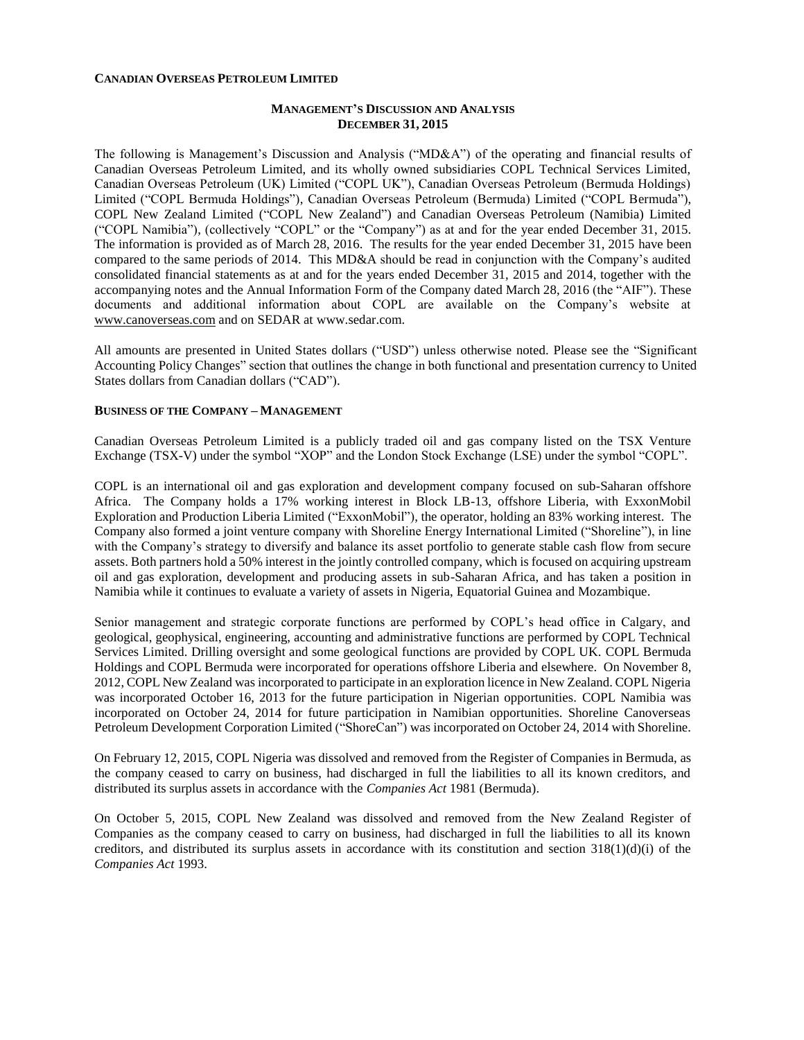**CANADIAN OVERSEAS PETROLEUM LIMITED**

# MANAGEMENT'S DISCUSSION AND ANALYSIS
## DECEMBER 31, 2015

The following is Management's Discussion and Analysis ("MD&A") of the operating and financial results of Canadian Overseas Petroleum Limited, and its wholly owned subsidiaries COPL Technical Services Limited, Canadian Overseas Petroleum (UK) Limited ("COPL UK"), Canadian Overseas Petroleum (Bermuda Holdings) Limited ("COPL Bermuda Holdings"), Canadian Overseas Petroleum (Bermuda) Limited ("COPL Bermuda"), COPL New Zealand Limited ("COPL New Zealand") and Canadian Overseas Petroleum (Namibia) Limited ("COPL Namibia"), (collectively "COPL" or the "Company") as at and for the year ended December 31, 2015. The information is provided as of March 28, 2016. The results for the year ended December 31, 2015 have been compared to the same periods of 2014. This MD&A should be read in conjunction with the Company's audited consolidated financial statements as at and for the years ended December 31, 2015 and 2014, together with the accompanying notes and the Annual Information Form of the Company dated March 28, 2016 (the "AIF"). These documents and additional information about COPL are available on the Company's website at www.canoverseas.com and on SEDAR at www.sedar.com.

All amounts are presented in United States dollars ("USD") unless otherwise noted. Please see the "Significant Accounting Policy Changes" section that outlines the change in both functional and presentation currency to United States dollars from Canadian dollars ("CAD").

### BUSINESS OF THE COMPANY – MANAGEMENT

Canadian Overseas Petroleum Limited is a publicly traded oil and gas company listed on the TSX Venture Exchange (TSX-V) under the symbol "XOP" and the London Stock Exchange (LSE) under the symbol "COPL".

COPL is an international oil and gas exploration and development company focused on sub-Saharan offshore Africa. The Company holds a 17% working interest in Block LB-13, offshore Liberia, with ExxonMobil Exploration and Production Liberia Limited ("ExxonMobil"), the operator, holding an 83% working interest. The Company also formed a joint venture company with Shoreline Energy International Limited ("Shoreline"), in line with the Company's strategy to diversify and balance its asset portfolio to generate stable cash flow from secure assets. Both partners hold a 50% interest in the jointly controlled company, which is focused on acquiring upstream oil and gas exploration, development and producing assets in sub-Saharan Africa, and has taken a position in Namibia while it continues to evaluate a variety of assets in Nigeria, Equatorial Guinea and Mozambique.

Senior management and strategic corporate functions are performed by COPL's head office in Calgary, and geological, geophysical, engineering, accounting and administrative functions are performed by COPL Technical Services Limited. Drilling oversight and some geological functions are provided by COPL UK. COPL Bermuda Holdings and COPL Bermuda were incorporated for operations offshore Liberia and elsewhere. On November 8, 2012, COPL New Zealand was incorporated to participate in an exploration licence in New Zealand. COPL Nigeria was incorporated October 16, 2013 for the future participation in Nigerian opportunities. COPL Namibia was incorporated on October 24, 2014 for future participation in Namibian opportunities. Shoreline Canoverseas Petroleum Development Corporation Limited ("ShoreCan") was incorporated on October 24, 2014 with Shoreline.

On February 12, 2015, COPL Nigeria was dissolved and removed from the Register of Companies in Bermuda, as the company ceased to carry on business, had discharged in full the liabilities to all its known creditors, and distributed its surplus assets in accordance with the *Companies Act* 1981 (Bermuda).

On October 5, 2015, COPL New Zealand was dissolved and removed from the New Zealand Register of Companies as the company ceased to carry on business, had discharged in full the liabilities to all its known creditors, and distributed its surplus assets in accordance with its constitution and section 318(1)(d)(i) of the *Companies Act* 1993.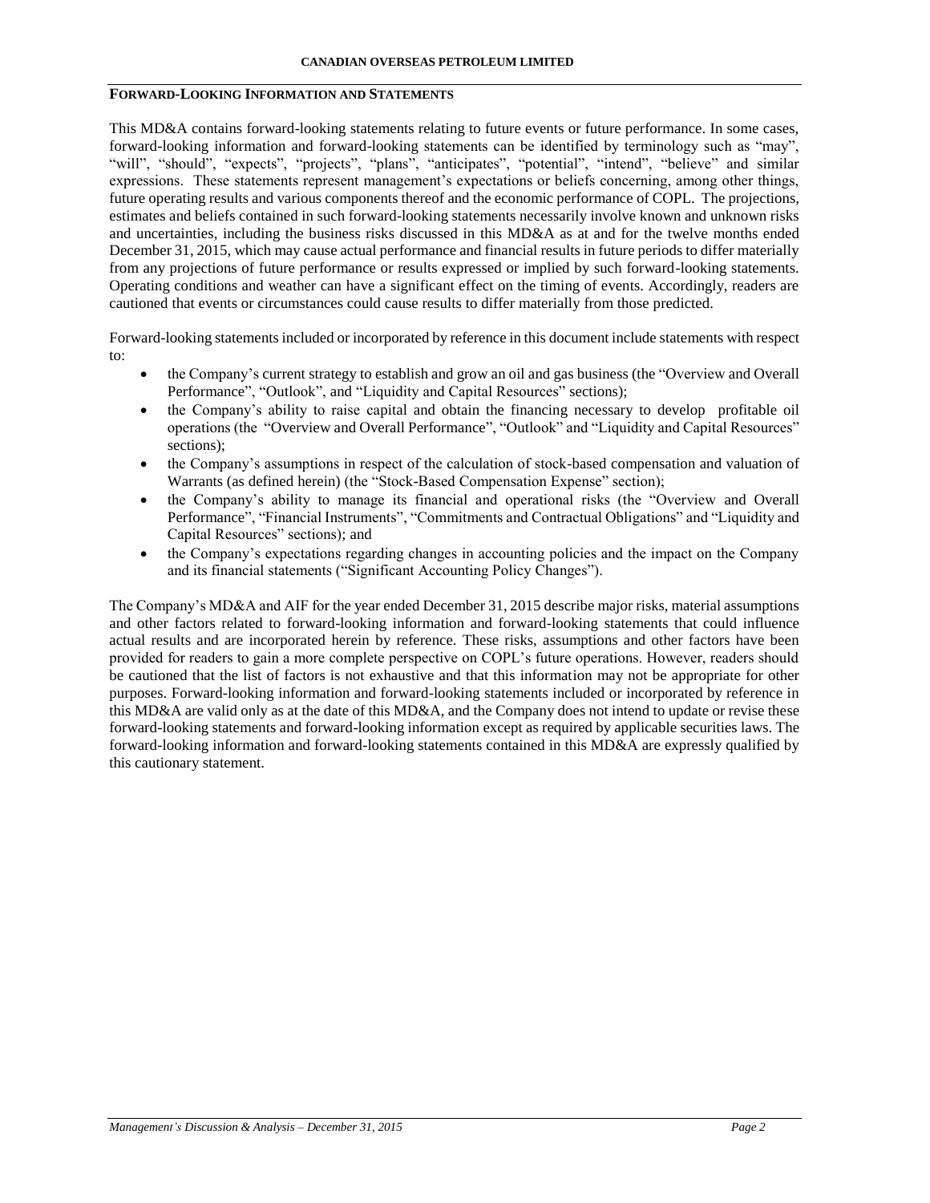## FORWARD-LOOKING INFORMATION AND STATEMENTS

This MD&A contains forward-looking statements relating to future events or future performance. In some cases, forward-looking information and forward-looking statements can be identified by terminology such as "may", "will", "should", "expects", "projects", "plans", "anticipates", "potential", "intend", "believe" and similar expressions. These statements represent management's expectations or beliefs concerning, among other things, future operating results and various components thereof and the economic performance of COPL. The projections, estimates and beliefs contained in such forward-looking statements necessarily involve known and unknown risks and uncertainties, including the business risks discussed in this MD&A as at and for the twelve months ended December 31, 2015, which may cause actual performance and financial results in future periods to differ materially from any projections of future performance or results expressed or implied by such forward-looking statements. Operating conditions and weather can have a significant effect on the timing of events. Accordingly, readers are cautioned that events or circumstances could cause results to differ materially from those predicted.

Forward-looking statements included or incorporated by reference in this document include statements with respect to:

- the Company's current strategy to establish and grow an oil and gas business (the "Overview and Overall Performance", "Outlook", and "Liquidity and Capital Resources" sections);
- the Company's ability to raise capital and obtain the financing necessary to develop profitable oil operations (the "Overview and Overall Performance", "Outlook" and "Liquidity and Capital Resources" sections);
- the Company's assumptions in respect of the calculation of stock-based compensation and valuation of Warrants (as defined herein) (the "Stock-Based Compensation Expense" section);
- the Company's ability to manage its financial and operational risks (the "Overview and Overall Performance", "Financial Instruments", "Commitments and Contractual Obligations" and "Liquidity and Capital Resources" sections); and
- the Company's expectations regarding changes in accounting policies and the impact on the Company and its financial statements ("Significant Accounting Policy Changes").

The Company's MD&A and AIF for the year ended December 31, 2015 describe major risks, material assumptions and other factors related to forward-looking information and forward-looking statements that could influence actual results and are incorporated herein by reference. These risks, assumptions and other factors have been provided for readers to gain a more complete perspective on COPL's future operations. However, readers should be cautioned that the list of factors is not exhaustive and that this information may not be appropriate for other purposes. Forward-looking information and forward-looking statements included or incorporated by reference in this MD&A are valid only as at the date of this MD&A, and the Company does not intend to update or revise these forward-looking statements and forward-looking information except as required by applicable securities laws. The forward-looking information and forward-looking statements contained in this MD&A are expressly qualified by this cautionary statement.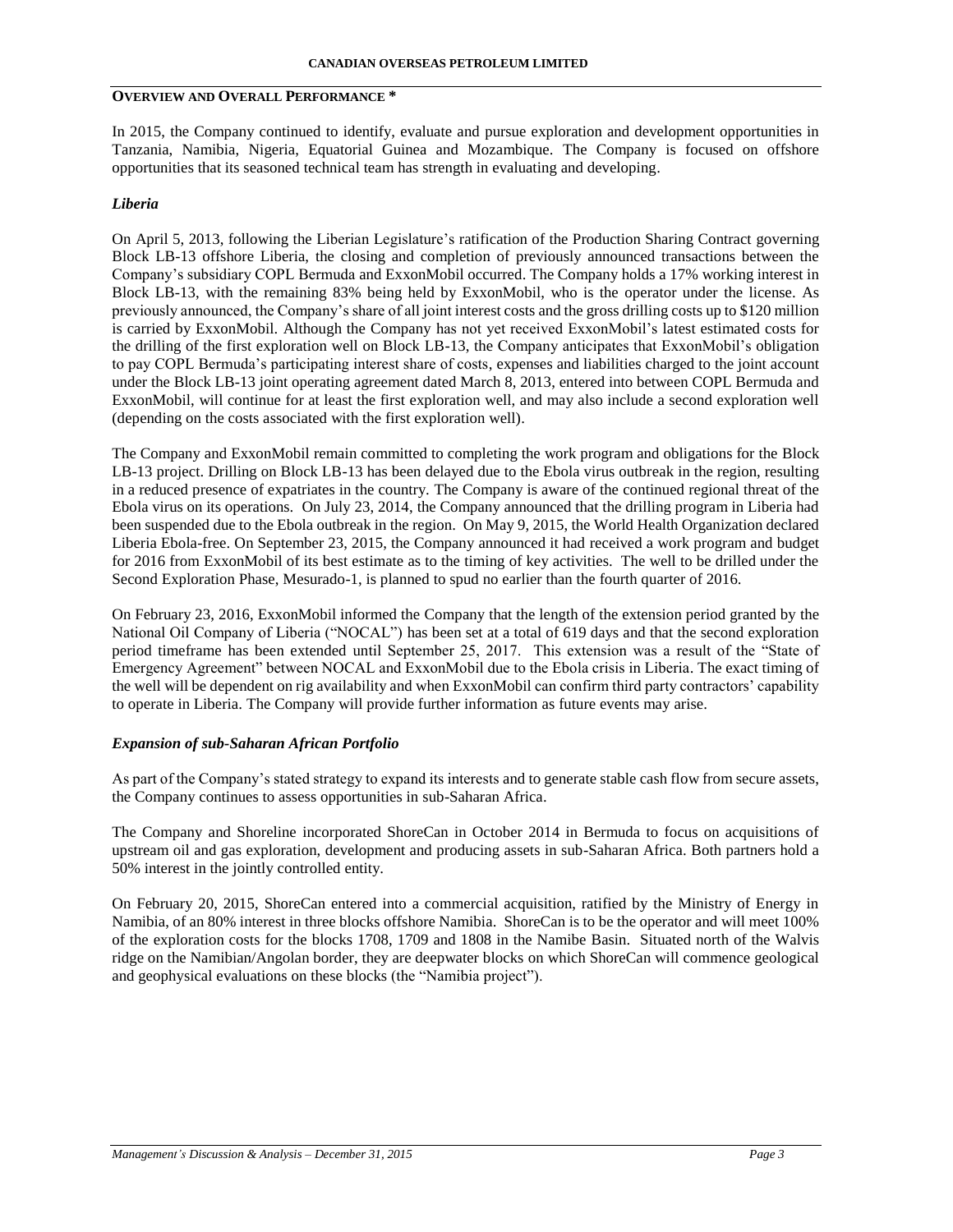## OVERVIEW AND OVERALL PERFORMANCE *

In 2015, the Company continued to identify, evaluate and pursue exploration and development opportunities in Tanzania, Namibia, Nigeria, Equatorial Guinea and Mozambique. The Company is focused on offshore opportunities that its seasoned technical team has strength in evaluating and developing.

### *Liberia*

On April 5, 2013, following the Liberian Legislature's ratification of the Production Sharing Contract governing Block LB-13 offshore Liberia, the closing and completion of previously announced transactions between the Company's subsidiary COPL Bermuda and ExxonMobil occurred. The Company holds a 17% working interest in Block LB-13, with the remaining 83% being held by ExxonMobil, who is the operator under the license. As previously announced, the Company's share of all joint interest costs and the gross drilling costs up to $120 million is carried by ExxonMobil. Although the Company has not yet received ExxonMobil's latest estimated costs for the drilling of the first exploration well on Block LB-13, the Company anticipates that ExxonMobil's obligation to pay COPL Bermuda's participating interest share of costs, expenses and liabilities charged to the joint account under the Block LB-13 joint operating agreement dated March 8, 2013, entered into between COPL Bermuda and ExxonMobil, will continue for at least the first exploration well, and may also include a second exploration well (depending on the costs associated with the first exploration well).

The Company and ExxonMobil remain committed to completing the work program and obligations for the Block LB-13 project. Drilling on Block LB-13 has been delayed due to the Ebola virus outbreak in the region, resulting in a reduced presence of expatriates in the country. The Company is aware of the continued regional threat of the Ebola virus on its operations. On July 23, 2014, the Company announced that the drilling program in Liberia had been suspended due to the Ebola outbreak in the region. On May 9, 2015, the World Health Organization declared Liberia Ebola-free. On September 23, 2015, the Company announced it had received a work program and budget for 2016 from ExxonMobil of its best estimate as to the timing of key activities. The well to be drilled under the Second Exploration Phase, Mesurado-1, is planned to spud no earlier than the fourth quarter of 2016.

On February 23, 2016, ExxonMobil informed the Company that the length of the extension period granted by the National Oil Company of Liberia ("NOCAL") has been set at a total of 619 days and that the second exploration period timeframe has been extended until September 25, 2017. This extension was a result of the "State of Emergency Agreement" between NOCAL and ExxonMobil due to the Ebola crisis in Liberia. The exact timing of the well will be dependent on rig availability and when ExxonMobil can confirm third party contractors' capability to operate in Liberia. The Company will provide further information as future events may arise.

### *Expansion of sub-Saharan African Portfolio*

As part of the Company's stated strategy to expand its interests and to generate stable cash flow from secure assets, the Company continues to assess opportunities in sub-Saharan Africa.

The Company and Shoreline incorporated ShoreCan in October 2014 in Bermuda to focus on acquisitions of upstream oil and gas exploration, development and producing assets in sub-Saharan Africa. Both partners hold a 50% interest in the jointly controlled entity.

On February 20, 2015, ShoreCan entered into a commercial acquisition, ratified by the Ministry of Energy in Namibia, of an 80% interest in three blocks offshore Namibia. ShoreCan is to be the operator and will meet 100% of the exploration costs for the blocks 1708, 1709 and 1808 in the Namibe Basin. Situated north of the Walvis ridge on the Namibian/Angolan border, they are deepwater blocks on which ShoreCan will commence geological and geophysical evaluations on these blocks (the "Namibia project").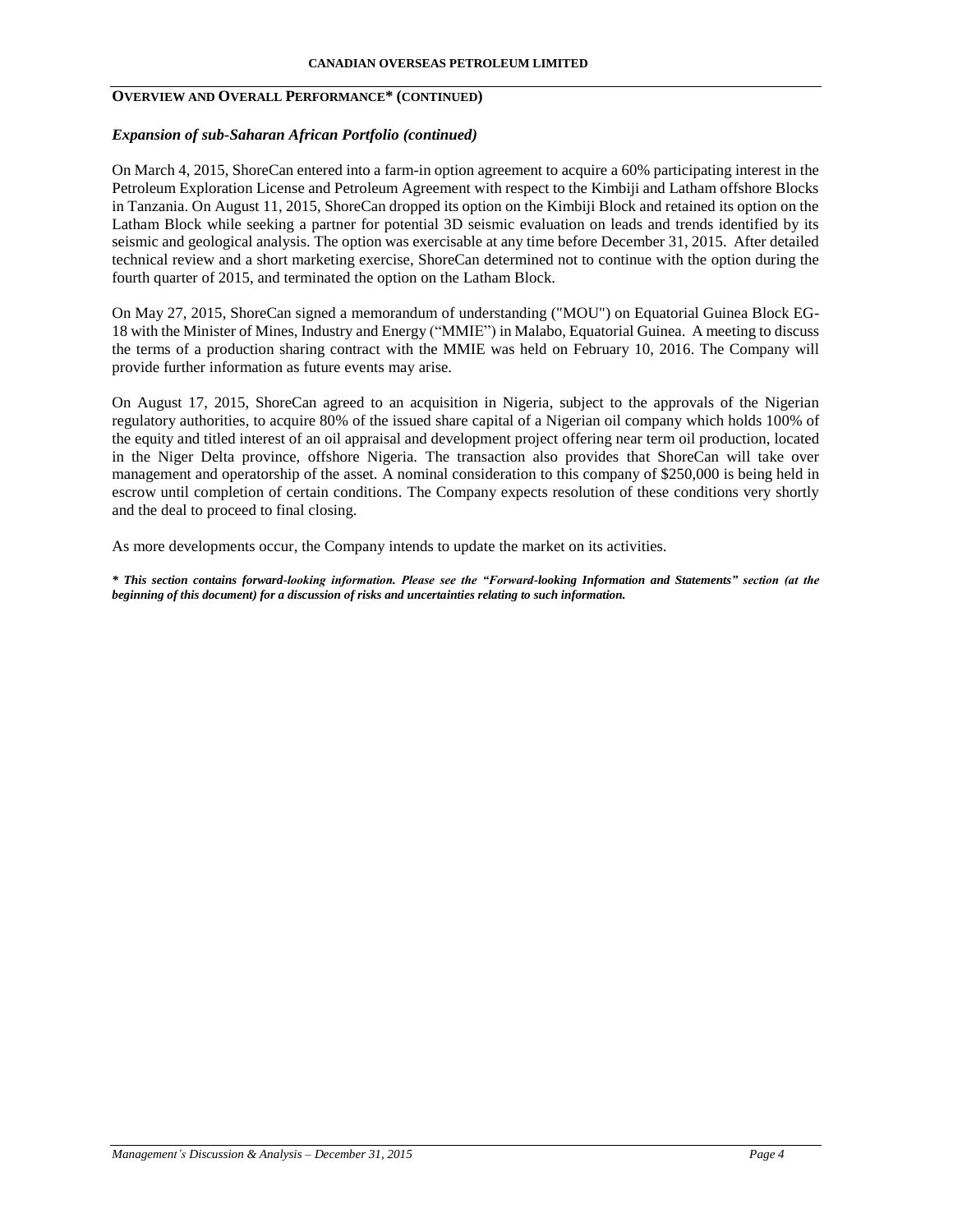## OVERVIEW AND OVERALL PERFORMANCE* (CONTINUED)

### *Expansion of sub-Saharan African Portfolio (continued)*

On March 4, 2015, ShoreCan entered into a farm-in option agreement to acquire a 60% participating interest in the Petroleum Exploration License and Petroleum Agreement with respect to the Kimbiji and Latham offshore Blocks in Tanzania. On August 11, 2015, ShoreCan dropped its option on the Kimbiji Block and retained its option on the Latham Block while seeking a partner for potential 3D seismic evaluation on leads and trends identified by its seismic and geological analysis. The option was exercisable at any time before December 31, 2015. After detailed technical review and a short marketing exercise, ShoreCan determined not to continue with the option during the fourth quarter of 2015, and terminated the option on the Latham Block.

On May 27, 2015, ShoreCan signed a memorandum of understanding ("MOU") on Equatorial Guinea Block EG-18 with the Minister of Mines, Industry and Energy ("MMIE") in Malabo, Equatorial Guinea. A meeting to discuss the terms of a production sharing contract with the MMIE was held on February 10, 2016. The Company will provide further information as future events may arise.

On August 17, 2015, ShoreCan agreed to an acquisition in Nigeria, subject to the approvals of the Nigerian regulatory authorities, to acquire 80% of the issued share capital of a Nigerian oil company which holds 100% of the equity and titled interest of an oil appraisal and development project offering near term oil production, located in the Niger Delta province, offshore Nigeria. The transaction also provides that ShoreCan will take over management and operatorship of the asset. A nominal consideration to this company of $250,000 is being held in escrow until completion of certain conditions. The Company expects resolution of these conditions very shortly and the deal to proceed to final closing.

As more developments occur, the Company intends to update the market on its activities.

***\* This section contains forward-looking information. Please see the "Forward-looking Information and Statements" section (at the beginning of this document) for a discussion of risks and uncertainties relating to such information.***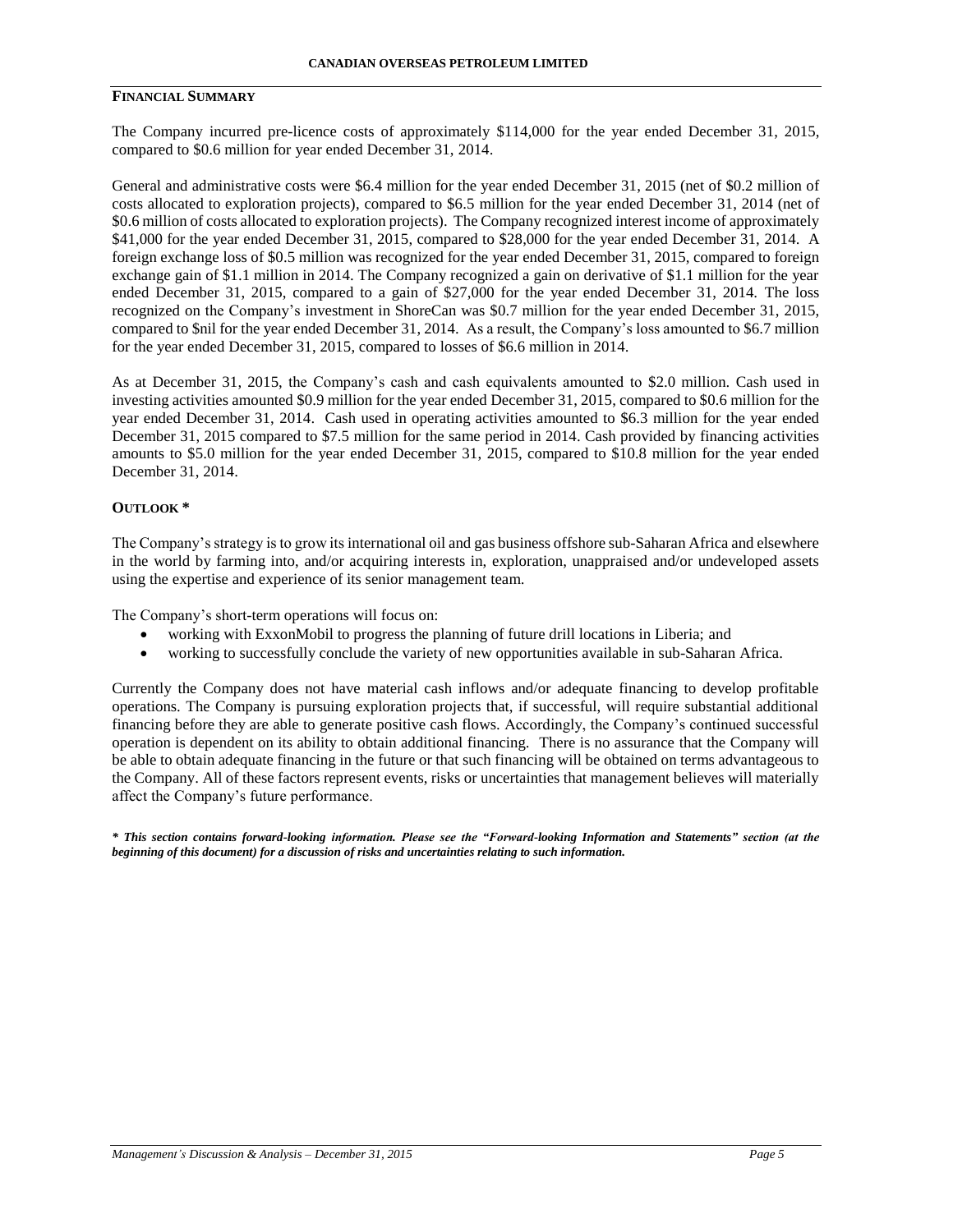## FINANCIAL SUMMARY

The Company incurred pre-licence costs of approximately $114,000 for the year ended December 31, 2015, compared to $0.6 million for year ended December 31, 2014.

General and administrative costs were $6.4 million for the year ended December 31, 2015 (net of $0.2 million of costs allocated to exploration projects), compared to $6.5 million for the year ended December 31, 2014 (net of $0.6 million of costs allocated to exploration projects). The Company recognized interest income of approximately $41,000 for the year ended December 31, 2015, compared to $28,000 for the year ended December 31, 2014. A foreign exchange loss of $0.5 million was recognized for the year ended December 31, 2015, compared to foreign exchange gain of $1.1 million in 2014. The Company recognized a gain on derivative of $1.1 million for the year ended December 31, 2015, compared to a gain of $27,000 for the year ended December 31, 2014. The loss recognized on the Company's investment in ShoreCan was $0.7 million for the year ended December 31, 2015, compared to $nil for the year ended December 31, 2014. As a result, the Company's loss amounted to $6.7 million for the year ended December 31, 2015, compared to losses of $6.6 million in 2014.

As at December 31, 2015, the Company's cash and cash equivalents amounted to $2.0 million. Cash used in investing activities amounted $0.9 million for the year ended December 31, 2015, compared to $0.6 million for the year ended December 31, 2014. Cash used in operating activities amounted to $6.3 million for the year ended December 31, 2015 compared to $7.5 million for the same period in 2014. Cash provided by financing activities amounts to $5.0 million for the year ended December 31, 2015, compared to $10.8 million for the year ended December 31, 2014.

## OUTLOOK *

The Company's strategy is to grow its international oil and gas business offshore sub-Saharan Africa and elsewhere in the world by farming into, and/or acquiring interests in, exploration, unappraised and/or undeveloped assets using the expertise and experience of its senior management team.

The Company's short-term operations will focus on:

- working with ExxonMobil to progress the planning of future drill locations in Liberia; and
- working to successfully conclude the variety of new opportunities available in sub-Saharan Africa.

Currently the Company does not have material cash inflows and/or adequate financing to develop profitable operations. The Company is pursuing exploration projects that, if successful, will require substantial additional financing before they are able to generate positive cash flows. Accordingly, the Company's continued successful operation is dependent on its ability to obtain additional financing. There is no assurance that the Company will be able to obtain adequate financing in the future or that such financing will be obtained on terms advantageous to the Company. All of these factors represent events, risks or uncertainties that management believes will materially affect the Company's future performance.

***\* This section contains forward-looking information. Please see the "Forward-looking Information and Statements" section (at the beginning of this document) for a discussion of risks and uncertainties relating to such information.***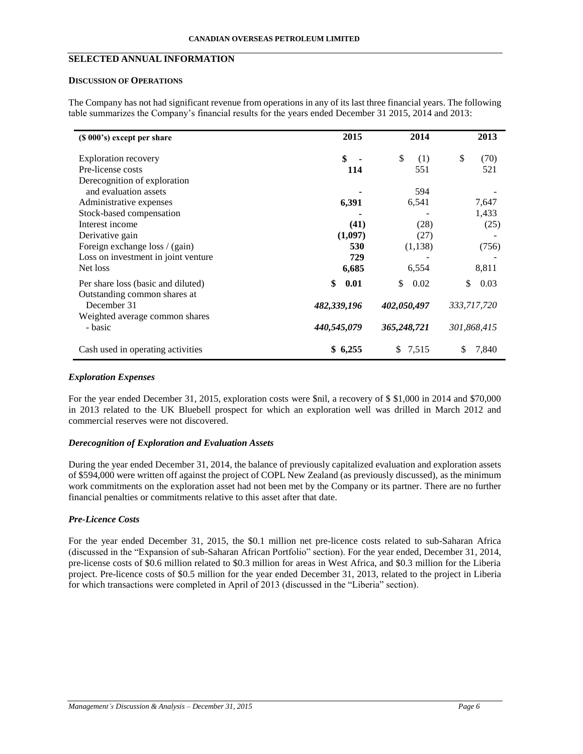## SELECTED ANNUAL INFORMATION

### DISCUSSION OF OPERATIONS

The Company has not had significant revenue from operations in any of its last three financial years. The following table summarizes the Company's financial results for the years ended December 31 2015, 2014 and 2013:

| ($ 000's) except per share | 2015 | 2014 | 2013 |
|---|---|---|---|
| Exploration recovery | **$ -** | $ (1) | $ (70) |
| Pre-license costs | **114** | 551 | 521 |
| Derecognition of exploration and evaluation assets | **-** | 594 | - |
| Administrative expenses | **6,391** | 6,541 | 7,647 |
| Stock-based compensation | **-** | - | 1,433 |
| Interest income | **(41)** | (28) | (25) |
| Derivative gain | **(1,097)** | (27) | - |
| Foreign exchange loss / (gain) | **530** | (1,138) | (756) |
| Loss on investment in joint venture | **729** | - | - |
| Net loss | **6,685** | 6,554 | 8,811 |
| Per share loss (basic and diluted) | **$ 0.01** | $ 0.02 | $ 0.03 |
| Outstanding common shares at December 31 | ***482,339,196*** | *402,050,497* | *333,717,720* |
| Weighted average common shares - basic | ***440,545,079*** | *365,248,721* | *301,868,415* |
| Cash used in operating activities | **$ 6,255** | $ 7,515 | $ 7,840 |

#### *Exploration Expenses*

For the year ended December 31, 2015, exploration costs were $nil, a recovery of $ $1,000 in 2014 and $70,000 in 2013 related to the UK Bluebell prospect for which an exploration well was drilled in March 2012 and commercial reserves were not discovered.

#### *Derecognition of Exploration and Evaluation Assets*

During the year ended December 31, 2014, the balance of previously capitalized evaluation and exploration assets of $594,000 were written off against the project of COPL New Zealand (as previously discussed), as the minimum work commitments on the exploration asset had not been met by the Company or its partner. There are no further financial penalties or commitments relative to this asset after that date.

#### *Pre-Licence Costs*

For the year ended December 31, 2015, the $0.1 million net pre-licence costs related to sub-Saharan Africa (discussed in the "Expansion of sub-Saharan African Portfolio" section). For the year ended, December 31, 2014, pre-license costs of $0.6 million related to $0.3 million for areas in West Africa, and $0.3 million for the Liberia project. Pre-licence costs of $0.5 million for the year ended December 31, 2013, related to the project in Liberia for which transactions were completed in April of 2013 (discussed in the "Liberia" section).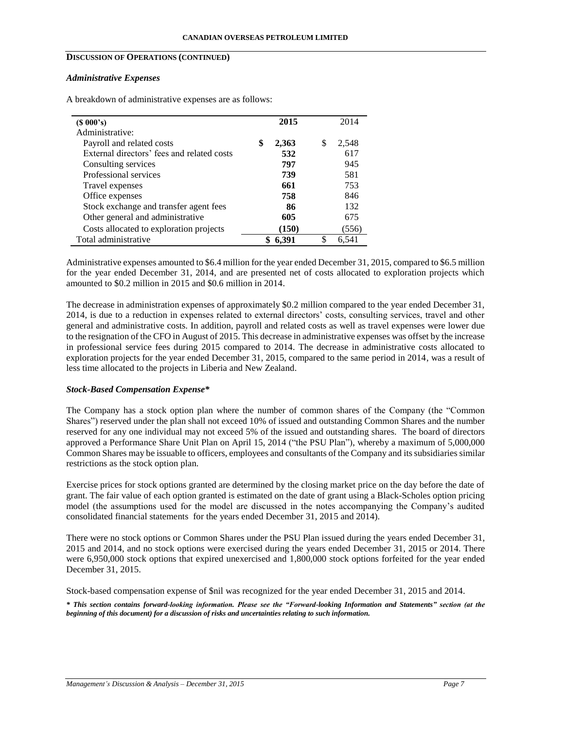**DISCUSSION OF OPERATIONS (CONTINUED)**

***Administrative Expenses***

A breakdown of administrative expenses are as follows:

| **($ 000's)** | **2015** | 2014 |
|---|---|---|
| Administrative: | | |
| Payroll and related costs | **$ 2,363** | $ 2,548 |
| External directors' fees and related costs | **532** | 617 |
| Consulting services | **797** | 945 |
| Professional services | **739** | 581 |
| Travel expenses | **661** | 753 |
| Office expenses | **758** | 846 |
| Stock exchange and transfer agent fees | **86** | 132 |
| Other general and administrative | **605** | 675 |
| Costs allocated to exploration projects | **(150)** | (556) |
| Total administrative | **$ 6,391** | $ 6,541 |

Administrative expenses amounted to $6.4 million for the year ended December 31, 2015, compared to $6.5 million for the year ended December 31, 2014, and are presented net of costs allocated to exploration projects which amounted to $0.2 million in 2015 and $0.6 million in 2014.

The decrease in administration expenses of approximately $0.2 million compared to the year ended December 31, 2014, is due to a reduction in expenses related to external directors' costs, consulting services, travel and other general and administrative costs. In addition, payroll and related costs as well as travel expenses were lower due to the resignation of the CFO in August of 2015. This decrease in administrative expenses was offset by the increase in professional service fees during 2015 compared to 2014. The decrease in administrative costs allocated to exploration projects for the year ended December 31, 2015, compared to the same period in 2014, was a result of less time allocated to the projects in Liberia and New Zealand.

***Stock-Based Compensation Expense****

The Company has a stock option plan where the number of common shares of the Company (the "Common Shares") reserved under the plan shall not exceed 10% of issued and outstanding Common Shares and the number reserved for any one individual may not exceed 5% of the issued and outstanding shares. The board of directors approved a Performance Share Unit Plan on April 15, 2014 ("the PSU Plan"), whereby a maximum of 5,000,000 Common Shares may be issuable to officers, employees and consultants of the Company and its subsidiaries similar restrictions as the stock option plan.

Exercise prices for stock options granted are determined by the closing market price on the day before the date of grant. The fair value of each option granted is estimated on the date of grant using a Black-Scholes option pricing model (the assumptions used for the model are discussed in the notes accompanying the Company's audited consolidated financial statements for the years ended December 31, 2015 and 2014).

There were no stock options or Common Shares under the PSU Plan issued during the years ended December 31, 2015 and 2014, and no stock options were exercised during the years ended December 31, 2015 or 2014. There were 6,950,000 stock options that expired unexercised and 1,800,000 stock options forfeited for the year ended December 31, 2015.

Stock-based compensation expense of $nil was recognized for the year ended December 31, 2015 and 2014.

***\* This section contains forward-looking information. Please see the "Forward-looking Information and Statements" section (at the beginning of this document) for a discussion of risks and uncertainties relating to such information.***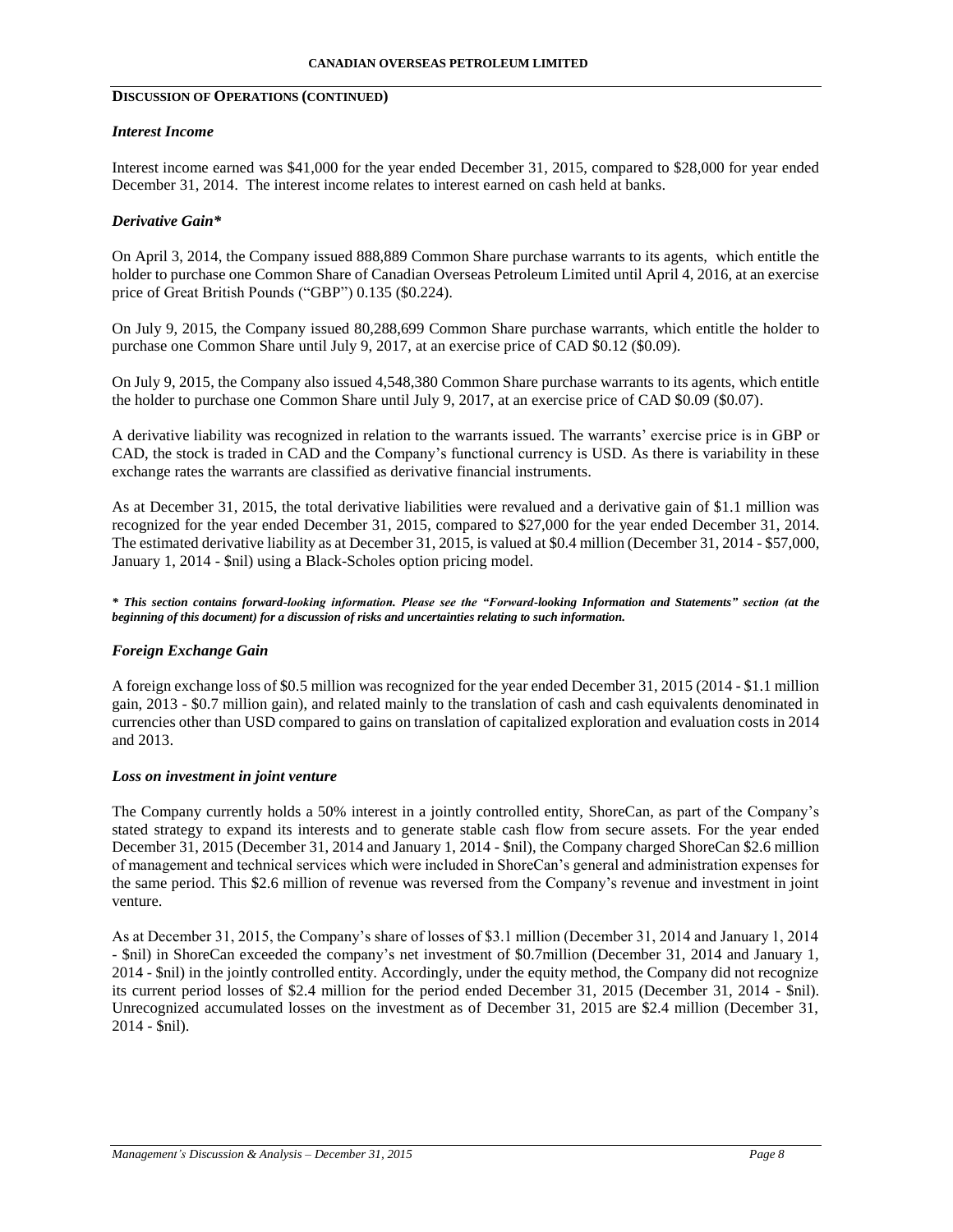## DISCUSSION OF OPERATIONS (CONTINUED)

### *Interest Income*

Interest income earned was $41,000 for the year ended December 31, 2015, compared to $28,000 for year ended December 31, 2014. The interest income relates to interest earned on cash held at banks.

### *Derivative Gain**

On April 3, 2014, the Company issued 888,889 Common Share purchase warrants to its agents, which entitle the holder to purchase one Common Share of Canadian Overseas Petroleum Limited until April 4, 2016, at an exercise price of Great British Pounds ("GBP") 0.135 ($0.224).

On July 9, 2015, the Company issued 80,288,699 Common Share purchase warrants, which entitle the holder to purchase one Common Share until July 9, 2017, at an exercise price of CAD $0.12 ($0.09).

On July 9, 2015, the Company also issued 4,548,380 Common Share purchase warrants to its agents, which entitle the holder to purchase one Common Share until July 9, 2017, at an exercise price of CAD $0.09 ($0.07).

A derivative liability was recognized in relation to the warrants issued. The warrants' exercise price is in GBP or CAD, the stock is traded in CAD and the Company's functional currency is USD. As there is variability in these exchange rates the warrants are classified as derivative financial instruments.

As at December 31, 2015, the total derivative liabilities were revalued and a derivative gain of $1.1 million was recognized for the year ended December 31, 2015, compared to $27,000 for the year ended December 31, 2014. The estimated derivative liability as at December 31, 2015, is valued at $0.4 million (December 31, 2014 - $57,000, January 1, 2014 - $nil) using a Black-Scholes option pricing model.

***\* This section contains forward-looking information. Please see the "Forward-looking Information and Statements" section (at the beginning of this document) for a discussion of risks and uncertainties relating to such information.***

### *Foreign Exchange Gain*

A foreign exchange loss of $0.5 million was recognized for the year ended December 31, 2015 (2014 - $1.1 million gain, 2013 - $0.7 million gain), and related mainly to the translation of cash and cash equivalents denominated in currencies other than USD compared to gains on translation of capitalized exploration and evaluation costs in 2014 and 2013.

### *Loss on investment in joint venture*

The Company currently holds a 50% interest in a jointly controlled entity, ShoreCan, as part of the Company's stated strategy to expand its interests and to generate stable cash flow from secure assets. For the year ended December 31, 2015 (December 31, 2014 and January 1, 2014 - $nil), the Company charged ShoreCan $2.6 million of management and technical services which were included in ShoreCan's general and administration expenses for the same period. This $2.6 million of revenue was reversed from the Company's revenue and investment in joint venture.

As at December 31, 2015, the Company's share of losses of $3.1 million (December 31, 2014 and January 1, 2014 - $nil) in ShoreCan exceeded the company's net investment of $0.7million (December 31, 2014 and January 1, 2014 - $nil) in the jointly controlled entity. Accordingly, under the equity method, the Company did not recognize its current period losses of $2.4 million for the period ended December 31, 2015 (December 31, 2014 - $nil). Unrecognized accumulated losses on the investment as of December 31, 2015 are $2.4 million (December 31, 2014 - $nil).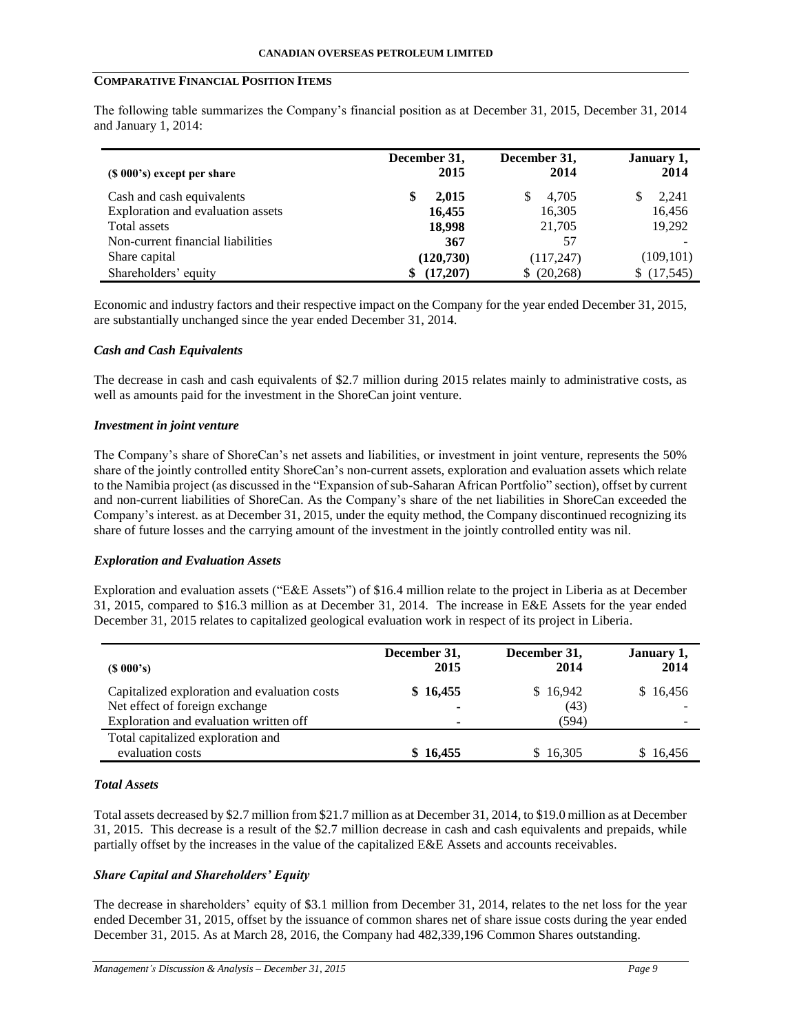## COMPARATIVE FINANCIAL POSITION ITEMS

The following table summarizes the Company's financial position as at December 31, 2015, December 31, 2014 and January 1, 2014:

| ($ 000's) except per share | December 31, 2015 | December 31, 2014 | January 1, 2014 |
|---|---|---|---|
| Cash and cash equivalents | **$ 2,015** | $ 4,705 | $ 2,241 |
| Exploration and evaluation assets | **16,455** | 16,305 | 16,456 |
| Total assets | **18,998** | 21,705 | 19,292 |
| Non-current financial liabilities | **367** | 57 | - |
| Share capital | **(120,730)** | (117,247) | (109,101) |
| Shareholders' equity | **$ (17,207)** | $ (20,268) | $ (17,545) |

Economic and industry factors and their respective impact on the Company for the year ended December 31, 2015, are substantially unchanged since the year ended December 31, 2014.

### *Cash and Cash Equivalents*

The decrease in cash and cash equivalents of $2.7 million during 2015 relates mainly to administrative costs, as well as amounts paid for the investment in the ShoreCan joint venture.

### *Investment in joint venture*

The Company's share of ShoreCan's net assets and liabilities, or investment in joint venture, represents the 50% share of the jointly controlled entity ShoreCan's non-current assets, exploration and evaluation assets which relate to the Namibia project (as discussed in the "Expansion of sub-Saharan African Portfolio" section), offset by current and non-current liabilities of ShoreCan. As the Company's share of the net liabilities in ShoreCan exceeded the Company's interest. as at December 31, 2015, under the equity method, the Company discontinued recognizing its share of future losses and the carrying amount of the investment in the jointly controlled entity was nil.

### *Exploration and Evaluation Assets*

Exploration and evaluation assets ("E&E Assets") of $16.4 million relate to the project in Liberia as at December 31, 2015, compared to $16.3 million as at December 31, 2014. The increase in E&E Assets for the year ended December 31, 2015 relates to capitalized geological evaluation work in respect of its project in Liberia.

| ($ 000's) | December 31, 2015 | December 31, 2014 | January 1, 2014 |
|---|---|---|---|
| Capitalized exploration and evaluation costs | **$ 16,455** | $ 16,942 | $ 16,456 |
| Net effect of foreign exchange | **-** | (43) | - |
| Exploration and evaluation written off | **-** | (594) | - |
| Total capitalized exploration and evaluation costs | **$ 16,455** | $ 16,305 | $ 16,456 |

### *Total Assets*

Total assets decreased by $2.7 million from $21.7 million as at December 31, 2014, to $19.0 million as at December 31, 2015. This decrease is a result of the $2.7 million decrease in cash and cash equivalents and prepaids, while partially offset by the increases in the value of the capitalized E&E Assets and accounts receivables.

### *Share Capital and Shareholders' Equity*

The decrease in shareholders' equity of $3.1 million from December 31, 2014, relates to the net loss for the year ended December 31, 2015, offset by the issuance of common shares net of share issue costs during the year ended December 31, 2015. As at March 28, 2016, the Company had 482,339,196 Common Shares outstanding.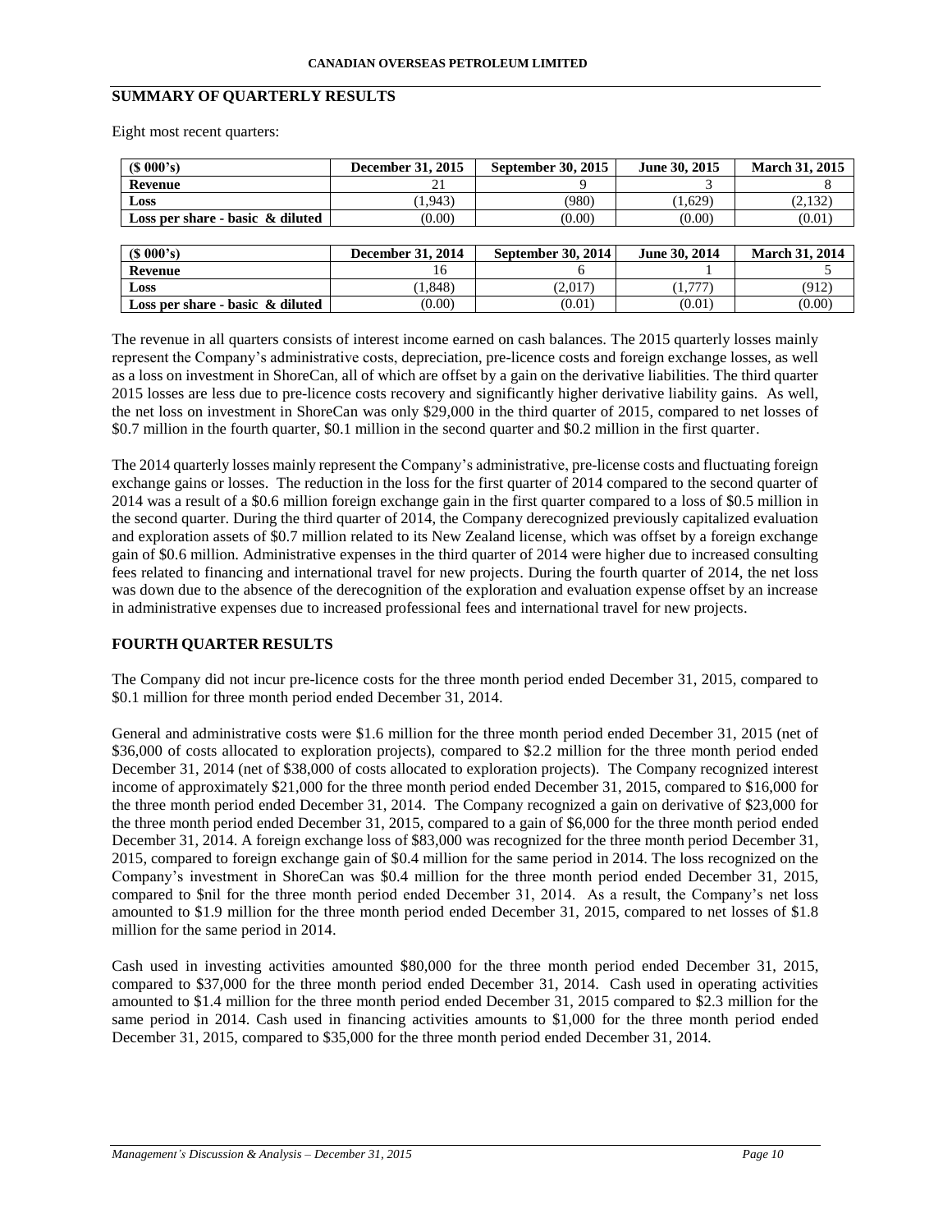## SUMMARY OF QUARTERLY RESULTS

Eight most recent quarters:

| ($ 000's) | December 31, 2015 | September 30, 2015 | June 30, 2015 | March 31, 2015 |
|---|---|---|---|---|
| **Revenue** | 21 | 9 | 3 | 8 |
| **Loss** | (1,943) | (980) | (1,629) | (2,132) |
| **Loss per share - basic & diluted** | (0.00) | (0.00) | (0.00) | (0.01) |

| ($ 000's) | December 31, 2014 | September 30, 2014 | June 30, 2014 | March 31, 2014 |
|---|---|---|---|---|
| **Revenue** | 16 | 6 | 1 | 5 |
| **Loss** | (1,848) | (2,017) | (1,777) | (912) |
| **Loss per share - basic & diluted** | (0.00) | (0.01) | (0.01) | (0.00) |

The revenue in all quarters consists of interest income earned on cash balances. The 2015 quarterly losses mainly represent the Company's administrative costs, depreciation, pre-licence costs and foreign exchange losses, as well as a loss on investment in ShoreCan, all of which are offset by a gain on the derivative liabilities. The third quarter 2015 losses are less due to pre-licence costs recovery and significantly higher derivative liability gains. As well, the net loss on investment in ShoreCan was only $29,000 in the third quarter of 2015, compared to net losses of $0.7 million in the fourth quarter, $0.1 million in the second quarter and $0.2 million in the first quarter.

The 2014 quarterly losses mainly represent the Company's administrative, pre-license costs and fluctuating foreign exchange gains or losses. The reduction in the loss for the first quarter of 2014 compared to the second quarter of 2014 was a result of a $0.6 million foreign exchange gain in the first quarter compared to a loss of $0.5 million in the second quarter. During the third quarter of 2014, the Company derecognized previously capitalized evaluation and exploration assets of $0.7 million related to its New Zealand license, which was offset by a foreign exchange gain of $0.6 million. Administrative expenses in the third quarter of 2014 were higher due to increased consulting fees related to financing and international travel for new projects. During the fourth quarter of 2014, the net loss was down due to the absence of the derecognition of the exploration and evaluation expense offset by an increase in administrative expenses due to increased professional fees and international travel for new projects.

## FOURTH QUARTER RESULTS

The Company did not incur pre-licence costs for the three month period ended December 31, 2015, compared to $0.1 million for three month period ended December 31, 2014.

General and administrative costs were $1.6 million for the three month period ended December 31, 2015 (net of $36,000 of costs allocated to exploration projects), compared to $2.2 million for the three month period ended December 31, 2014 (net of $38,000 of costs allocated to exploration projects). The Company recognized interest income of approximately $21,000 for the three month period ended December 31, 2015, compared to $16,000 for the three month period ended December 31, 2014. The Company recognized a gain on derivative of $23,000 for the three month period ended December 31, 2015, compared to a gain of $6,000 for the three month period ended December 31, 2014. A foreign exchange loss of $83,000 was recognized for the three month period December 31, 2015, compared to foreign exchange gain of $0.4 million for the same period in 2014. The loss recognized on the Company's investment in ShoreCan was $0.4 million for the three month period ended December 31, 2015, compared to $nil for the three month period ended December 31, 2014. As a result, the Company's net loss amounted to $1.9 million for the three month period ended December 31, 2015, compared to net losses of $1.8 million for the same period in 2014.

Cash used in investing activities amounted $80,000 for the three month period ended December 31, 2015, compared to $37,000 for the three month period ended December 31, 2014. Cash used in operating activities amounted to $1.4 million for the three month period ended December 31, 2015 compared to $2.3 million for the same period in 2014. Cash used in financing activities amounts to $1,000 for the three month period ended December 31, 2015, compared to $35,000 for the three month period ended December 31, 2014.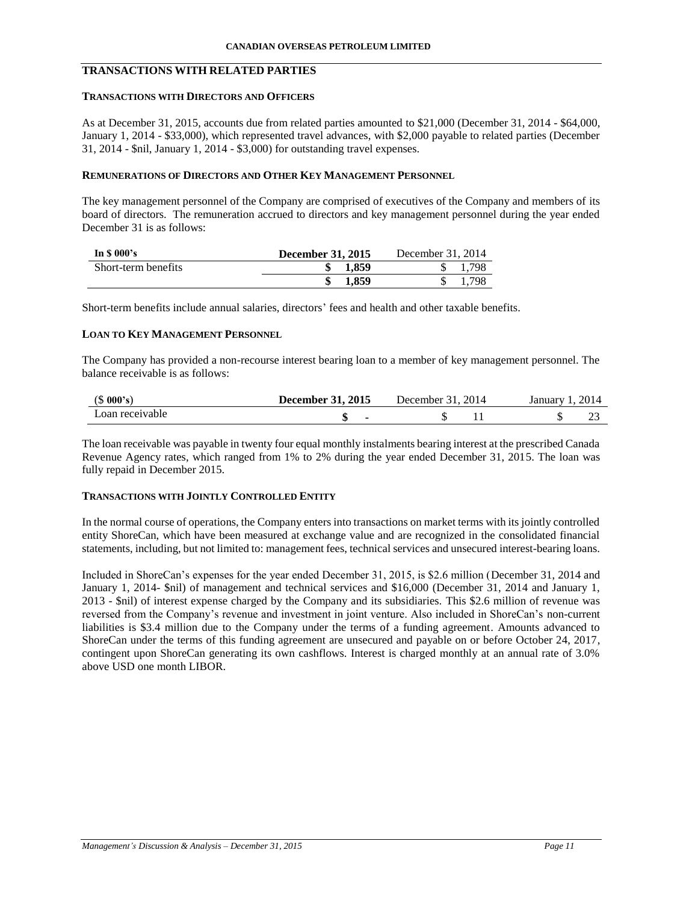## TRANSACTIONS WITH RELATED PARTIES

### TRANSACTIONS WITH DIRECTORS AND OFFICERS

As at December 31, 2015, accounts due from related parties amounted to $21,000 (December 31, 2014 - $64,000, January 1, 2014 - $33,000), which represented travel advances, with $2,000 payable to related parties (December 31, 2014 - $nil, January 1, 2014 - $3,000) for outstanding travel expenses.

### REMUNERATIONS OF DIRECTORS AND OTHER KEY MANAGEMENT PERSONNEL

The key management personnel of the Company are comprised of executives of the Company and members of its board of directors. The remuneration accrued to directors and key management personnel during the year ended December 31 is as follows:

| In $ 000's | December 31, 2015 | December 31, 2014 |
|---|---|---|
| Short-term benefits | **$ 1,859** | $ 1,798 |
| | **$ 1,859** | $ 1,798 |

Short-term benefits include annual salaries, directors' fees and health and other taxable benefits.

### LOAN TO KEY MANAGEMENT PERSONNEL

The Company has provided a non-recourse interest bearing loan to a member of key management personnel. The balance receivable is as follows:

| ($ 000's) | December 31, 2015 | December 31, 2014 | January 1, 2014 |
|---|---|---|---|
| Loan receivable | **$ -** | $ 11 | $ 23 |

The loan receivable was payable in twenty four equal monthly instalments bearing interest at the prescribed Canada Revenue Agency rates, which ranged from 1% to 2% during the year ended December 31, 2015. The loan was fully repaid in December 2015.

### TRANSACTIONS WITH JOINTLY CONTROLLED ENTITY

In the normal course of operations, the Company enters into transactions on market terms with its jointly controlled entity ShoreCan, which have been measured at exchange value and are recognized in the consolidated financial statements, including, but not limited to: management fees, technical services and unsecured interest-bearing loans.

Included in ShoreCan's expenses for the year ended December 31, 2015, is $2.6 million (December 31, 2014 and January 1, 2014- $nil) of management and technical services and $16,000 (December 31, 2014 and January 1, 2013 - $nil) of interest expense charged by the Company and its subsidiaries. This $2.6 million of revenue was reversed from the Company's revenue and investment in joint venture. Also included in ShoreCan's non-current liabilities is $3.4 million due to the Company under the terms of a funding agreement. Amounts advanced to ShoreCan under the terms of this funding agreement are unsecured and payable on or before October 24, 2017, contingent upon ShoreCan generating its own cashflows. Interest is charged monthly at an annual rate of 3.0% above USD one month LIBOR.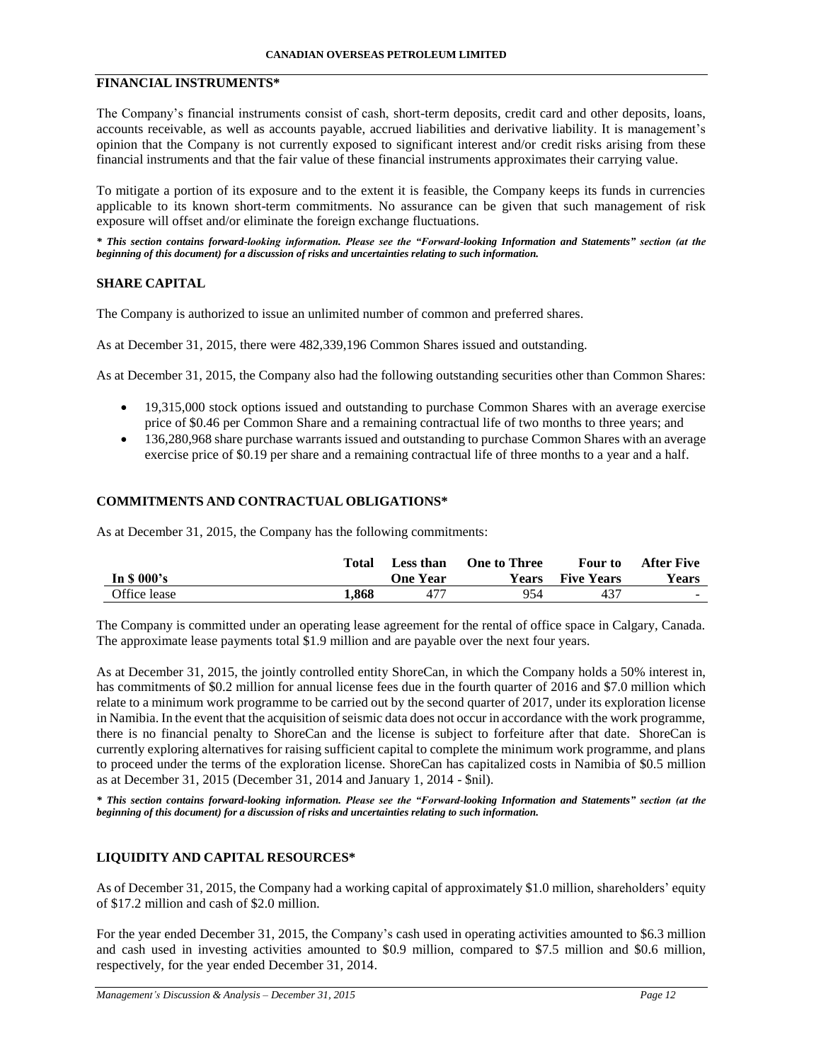## FINANCIAL INSTRUMENTS*

The Company's financial instruments consist of cash, short-term deposits, credit card and other deposits, loans, accounts receivable, as well as accounts payable, accrued liabilities and derivative liability. It is management's opinion that the Company is not currently exposed to significant interest and/or credit risks arising from these financial instruments and that the fair value of these financial instruments approximates their carrying value.

To mitigate a portion of its exposure and to the extent it is feasible, the Company keeps its funds in currencies applicable to its known short-term commitments. No assurance can be given that such management of risk exposure will offset and/or eliminate the foreign exchange fluctuations.

***\* This section contains forward-looking information. Please see the "Forward-looking Information and Statements" section (at the beginning of this document) for a discussion of risks and uncertainties relating to such information.***

## SHARE CAPITAL

The Company is authorized to issue an unlimited number of common and preferred shares.

As at December 31, 2015, there were 482,339,196 Common Shares issued and outstanding.

As at December 31, 2015, the Company also had the following outstanding securities other than Common Shares:

- 19,315,000 stock options issued and outstanding to purchase Common Shares with an average exercise price of $0.46 per Common Share and a remaining contractual life of two months to three years; and
- 136,280,968 share purchase warrants issued and outstanding to purchase Common Shares with an average exercise price of $0.19 per share and a remaining contractual life of three months to a year and a half.

## COMMITMENTS AND CONTRACTUAL OBLIGATIONS*

As at December 31, 2015, the Company has the following commitments:

| In $ 000's | Total | Less than One Year | One to Three Years | Four to Five Years | After Five Years |
|---|---|---|---|---|---|
| Office lease | **1,868** | 477 | 954 | 437 | - |

The Company is committed under an operating lease agreement for the rental of office space in Calgary, Canada. The approximate lease payments total $1.9 million and are payable over the next four years.

As at December 31, 2015, the jointly controlled entity ShoreCan, in which the Company holds a 50% interest in, has commitments of $0.2 million for annual license fees due in the fourth quarter of 2016 and $7.0 million which relate to a minimum work programme to be carried out by the second quarter of 2017, under its exploration license in Namibia. In the event that the acquisition of seismic data does not occur in accordance with the work programme, there is no financial penalty to ShoreCan and the license is subject to forfeiture after that date. ShoreCan is currently exploring alternatives for raising sufficient capital to complete the minimum work programme, and plans to proceed under the terms of the exploration license. ShoreCan has capitalized costs in Namibia of $0.5 million as at December 31, 2015 (December 31, 2014 and January 1, 2014 - $nil).

***\* This section contains forward-looking information. Please see the "Forward-looking Information and Statements" section (at the beginning of this document) for a discussion of risks and uncertainties relating to such information.***

## LIQUIDITY AND CAPITAL RESOURCES*

As of December 31, 2015, the Company had a working capital of approximately $1.0 million, shareholders' equity of $17.2 million and cash of $2.0 million.

For the year ended December 31, 2015, the Company's cash used in operating activities amounted to $6.3 million and cash used in investing activities amounted to $0.9 million, compared to $7.5 million and $0.6 million, respectively, for the year ended December 31, 2014.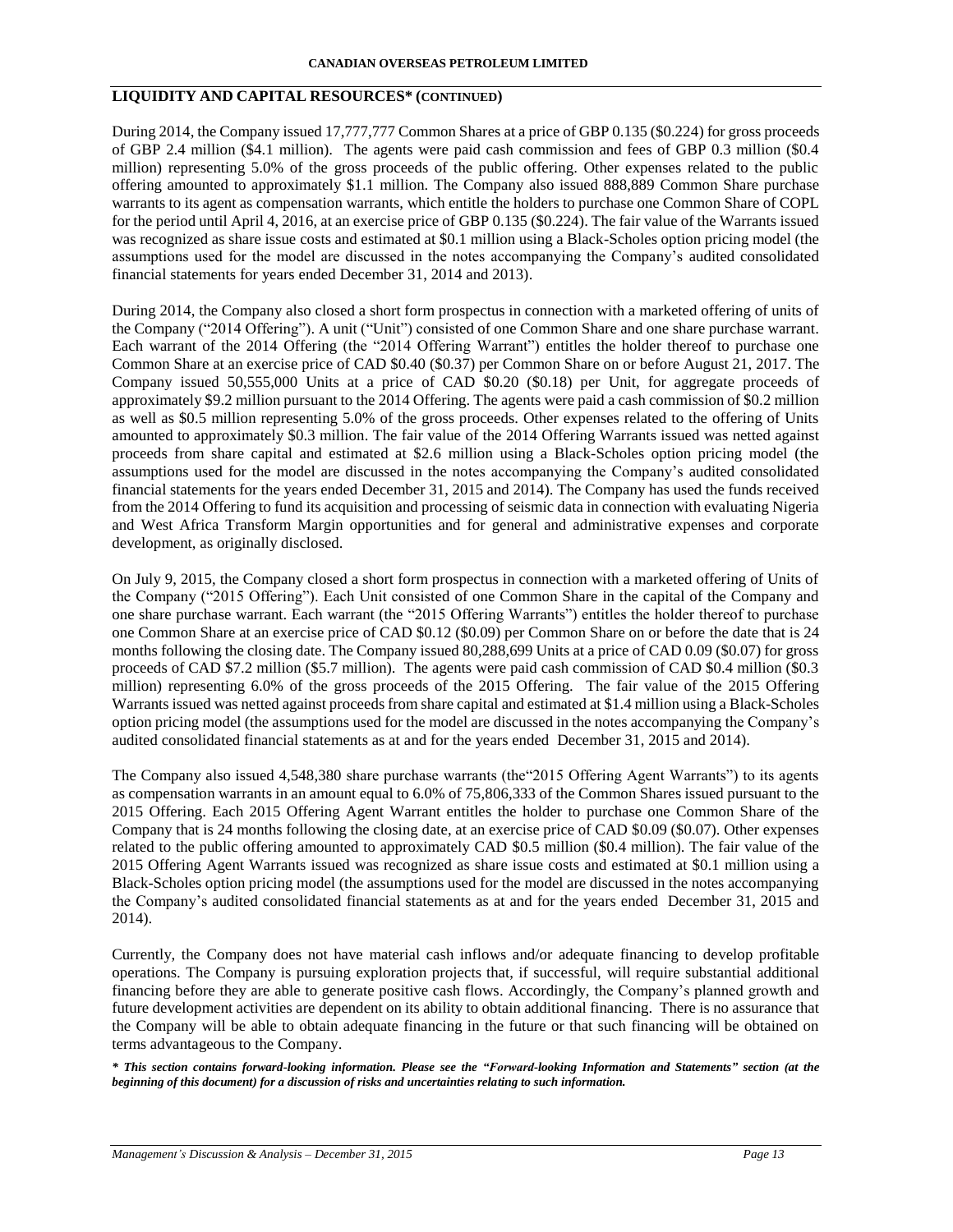## LIQUIDITY AND CAPITAL RESOURCES* (CONTINUED)

During 2014, the Company issued 17,777,777 Common Shares at a price of GBP 0.135 ($0.224) for gross proceeds of GBP 2.4 million ($4.1 million). The agents were paid cash commission and fees of GBP 0.3 million ($0.4 million) representing 5.0% of the gross proceeds of the public offering. Other expenses related to the public offering amounted to approximately $1.1 million. The Company also issued 888,889 Common Share purchase warrants to its agent as compensation warrants, which entitle the holders to purchase one Common Share of COPL for the period until April 4, 2016, at an exercise price of GBP 0.135 ($0.224). The fair value of the Warrants issued was recognized as share issue costs and estimated at $0.1 million using a Black-Scholes option pricing model (the assumptions used for the model are discussed in the notes accompanying the Company's audited consolidated financial statements for years ended December 31, 2014 and 2013).

During 2014, the Company also closed a short form prospectus in connection with a marketed offering of units of the Company ("2014 Offering"). A unit ("Unit") consisted of one Common Share and one share purchase warrant. Each warrant of the 2014 Offering (the "2014 Offering Warrant") entitles the holder thereof to purchase one Common Share at an exercise price of CAD $0.40 ($0.37) per Common Share on or before August 21, 2017. The Company issued 50,555,000 Units at a price of CAD $0.20 ($0.18) per Unit, for aggregate proceeds of approximately $9.2 million pursuant to the 2014 Offering. The agents were paid a cash commission of $0.2 million as well as $0.5 million representing 5.0% of the gross proceeds. Other expenses related to the offering of Units amounted to approximately $0.3 million. The fair value of the 2014 Offering Warrants issued was netted against proceeds from share capital and estimated at $2.6 million using a Black-Scholes option pricing model (the assumptions used for the model are discussed in the notes accompanying the Company's audited consolidated financial statements for the years ended December 31, 2015 and 2014). The Company has used the funds received from the 2014 Offering to fund its acquisition and processing of seismic data in connection with evaluating Nigeria and West Africa Transform Margin opportunities and for general and administrative expenses and corporate development, as originally disclosed.

On July 9, 2015, the Company closed a short form prospectus in connection with a marketed offering of Units of the Company ("2015 Offering"). Each Unit consisted of one Common Share in the capital of the Company and one share purchase warrant. Each warrant (the "2015 Offering Warrants") entitles the holder thereof to purchase one Common Share at an exercise price of CAD $0.12 ($0.09) per Common Share on or before the date that is 24 months following the closing date. The Company issued 80,288,699 Units at a price of CAD 0.09 ($0.07) for gross proceeds of CAD $7.2 million ($5.7 million). The agents were paid cash commission of CAD $0.4 million ($0.3 million) representing 6.0% of the gross proceeds of the 2015 Offering. The fair value of the 2015 Offering Warrants issued was netted against proceeds from share capital and estimated at $1.4 million using a Black-Scholes option pricing model (the assumptions used for the model are discussed in the notes accompanying the Company's audited consolidated financial statements as at and for the years ended December 31, 2015 and 2014).

The Company also issued 4,548,380 share purchase warrants (the"2015 Offering Agent Warrants") to its agents as compensation warrants in an amount equal to 6.0% of 75,806,333 of the Common Shares issued pursuant to the 2015 Offering. Each 2015 Offering Agent Warrant entitles the holder to purchase one Common Share of the Company that is 24 months following the closing date, at an exercise price of CAD $0.09 ($0.07). Other expenses related to the public offering amounted to approximately CAD $0.5 million ($0.4 million). The fair value of the 2015 Offering Agent Warrants issued was recognized as share issue costs and estimated at $0.1 million using a Black-Scholes option pricing model (the assumptions used for the model are discussed in the notes accompanying the Company's audited consolidated financial statements as at and for the years ended December 31, 2015 and 2014).

Currently, the Company does not have material cash inflows and/or adequate financing to develop profitable operations. The Company is pursuing exploration projects that, if successful, will require substantial additional financing before they are able to generate positive cash flows. Accordingly, the Company's planned growth and future development activities are dependent on its ability to obtain additional financing. There is no assurance that the Company will be able to obtain adequate financing in the future or that such financing will be obtained on terms advantageous to the Company.

***\* This section contains forward-looking information. Please see the "Forward-looking Information and Statements" section (at the beginning of this document) for a discussion of risks and uncertainties relating to such information.***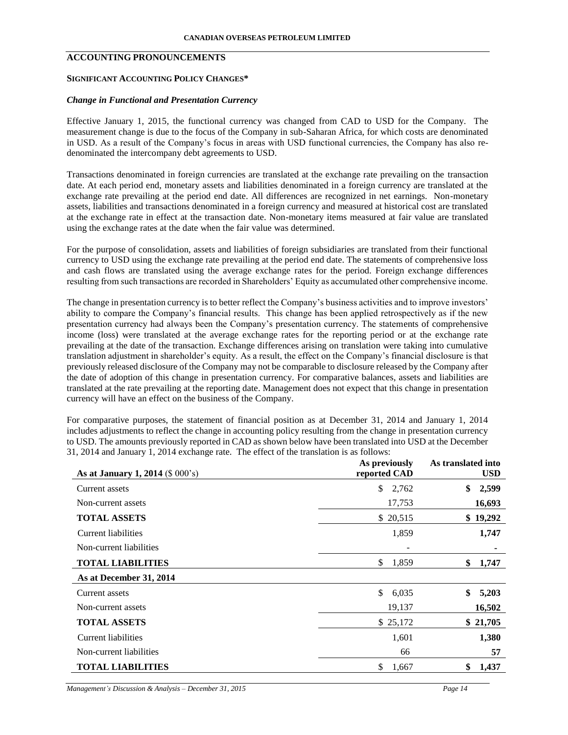## ACCOUNTING PRONOUNCEMENTS

### SIGNIFICANT ACCOUNTING POLICY CHANGES*

#### *Change in Functional and Presentation Currency*

Effective January 1, 2015, the functional currency was changed from CAD to USD for the Company. The measurement change is due to the focus of the Company in sub-Saharan Africa, for which costs are denominated in USD. As a result of the Company's focus in areas with USD functional currencies, the Company has also re-denominated the intercompany debt agreements to USD.

Transactions denominated in foreign currencies are translated at the exchange rate prevailing on the transaction date. At each period end, monetary assets and liabilities denominated in a foreign currency are translated at the exchange rate prevailing at the period end date. All differences are recognized in net earnings. Non-monetary assets, liabilities and transactions denominated in a foreign currency and measured at historical cost are translated at the exchange rate in effect at the transaction date. Non-monetary items measured at fair value are translated using the exchange rates at the date when the fair value was determined.

For the purpose of consolidation, assets and liabilities of foreign subsidiaries are translated from their functional currency to USD using the exchange rate prevailing at the period end date. The statements of comprehensive loss and cash flows are translated using the average exchange rates for the period. Foreign exchange differences resulting from such transactions are recorded in Shareholders' Equity as accumulated other comprehensive income.

The change in presentation currency is to better reflect the Company's business activities and to improve investors' ability to compare the Company's financial results. This change has been applied retrospectively as if the new presentation currency had always been the Company's presentation currency. The statements of comprehensive income (loss) were translated at the average exchange rates for the reporting period or at the exchange rate prevailing at the date of the transaction. Exchange differences arising on translation were taking into cumulative translation adjustment in shareholder's equity. As a result, the effect on the Company's financial disclosure is that previously released disclosure of the Company may not be comparable to disclosure released by the Company after the date of adoption of this change in presentation currency. For comparative balances, assets and liabilities are translated at the rate prevailing at the reporting date. Management does not expect that this change in presentation currency will have an effect on the business of the Company.

For comparative purposes, the statement of financial position as at December 31, 2014 and January 1, 2014 includes adjustments to reflect the change in accounting policy resulting from the change in presentation currency to USD. The amounts previously reported in CAD as shown below have been translated into USD at the December 31, 2014 and January 1, 2014 exchange rate. The effect of the translation is as follows:

| **As at January 1, 2014** ($ 000's) | **As previously reported CAD** | **As translated into USD** |
|---|---|---|
| Current assets | $ 2,762 | **$ 2,599** |
| Non-current assets | 17,753 | **16,693** |
| **TOTAL ASSETS** | $ 20,515 | **$ 19,292** |
| Current liabilities | 1,859 | **1,747** |
| Non-current liabilities | - | **-** |
| **TOTAL LIABILITIES** | $ 1,859 | **$ 1,747** |
| **As at December 31, 2014** | | |
| Current assets | $ 6,035 | **$ 5,203** |
| Non-current assets | 19,137 | **16,502** |
| **TOTAL ASSETS** | $ 25,172 | **$ 21,705** |
| Current liabilities | 1,601 | **1,380** |
| Non-current liabilities | 66 | **57** |
| **TOTAL LIABILITIES** | $ 1,667 | **$ 1,437** |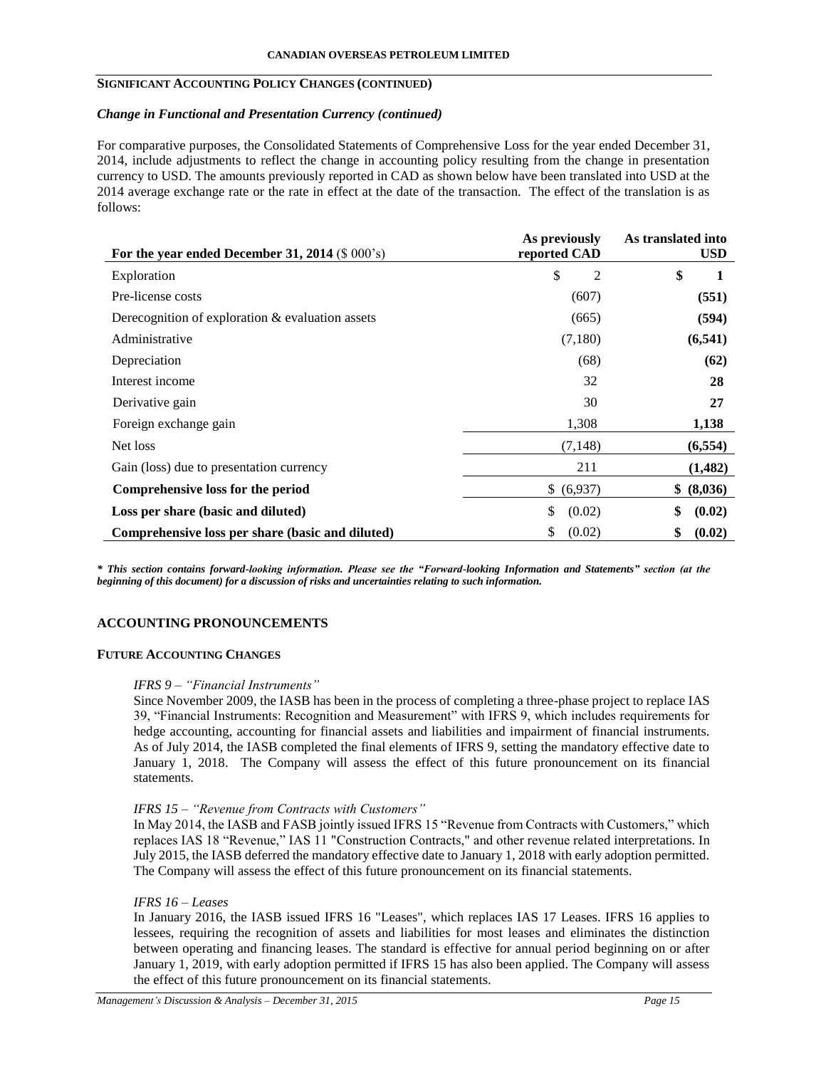## SIGNIFICANT ACCOUNTING POLICY CHANGES (CONTINUED)

### *Change in Functional and Presentation Currency (continued)*

For comparative purposes, the Consolidated Statements of Comprehensive Loss for the year ended December 31, 2014, include adjustments to reflect the change in accounting policy resulting from the change in presentation currency to USD. The amounts previously reported in CAD as shown below have been translated into USD at the 2014 average exchange rate or the rate in effect at the date of the transaction. The effect of the translation is as follows:

| For the year ended December 31, 2014 ($ 000's) | As previously reported CAD | As translated into USD |
|---|---|---|
| Exploration | $ 2 | **$ 1** |
| Pre-license costs | (607) | **(551)** |
| Derecognition of exploration & evaluation assets | (665) | **(594)** |
| Administrative | (7,180) | **(6,541)** |
| Depreciation | (68) | **(62)** |
| Interest income | 32 | **28** |
| Derivative gain | 30 | **27** |
| Foreign exchange gain | 1,308 | **1,138** |
| Net loss | (7,148) | **(6,554)** |
| Gain (loss) due to presentation currency | 211 | **(1,482)** |
| **Comprehensive loss for the period** | $ (6,937) | **$ (8,036)** |
| **Loss per share (basic and diluted)** | $ (0.02) | **$ (0.02)** |
| **Comprehensive loss per share (basic and diluted)** | $ (0.02) | **$ (0.02)** |

***\* This section contains forward-looking information. Please see the "Forward-looking Information and Statements" section (at the beginning of this document) for a discussion of risks and uncertainties relating to such information.***

## ACCOUNTING PRONOUNCEMENTS

### FUTURE ACCOUNTING CHANGES

*IFRS 9 – "Financial Instruments"*

Since November 2009, the IASB has been in the process of completing a three-phase project to replace IAS 39, "Financial Instruments: Recognition and Measurement" with IFRS 9, which includes requirements for hedge accounting, accounting for financial assets and liabilities and impairment of financial instruments. As of July 2014, the IASB completed the final elements of IFRS 9, setting the mandatory effective date to January 1, 2018. The Company will assess the effect of this future pronouncement on its financial statements.

*IFRS 15 – "Revenue from Contracts with Customers"*

In May 2014, the IASB and FASB jointly issued IFRS 15 "Revenue from Contracts with Customers," which replaces IAS 18 "Revenue," IAS 11 "Construction Contracts," and other revenue related interpretations. In July 2015, the IASB deferred the mandatory effective date to January 1, 2018 with early adoption permitted. The Company will assess the effect of this future pronouncement on its financial statements.

*IFRS 16 – Leases*

In January 2016, the IASB issued IFRS 16 "Leases", which replaces IAS 17 Leases. IFRS 16 applies to lessees, requiring the recognition of assets and liabilities for most leases and eliminates the distinction between operating and financing leases. The standard is effective for annual period beginning on or after January 1, 2019, with early adoption permitted if IFRS 15 has also been applied. The Company will assess the effect of this future pronouncement on its financial statements.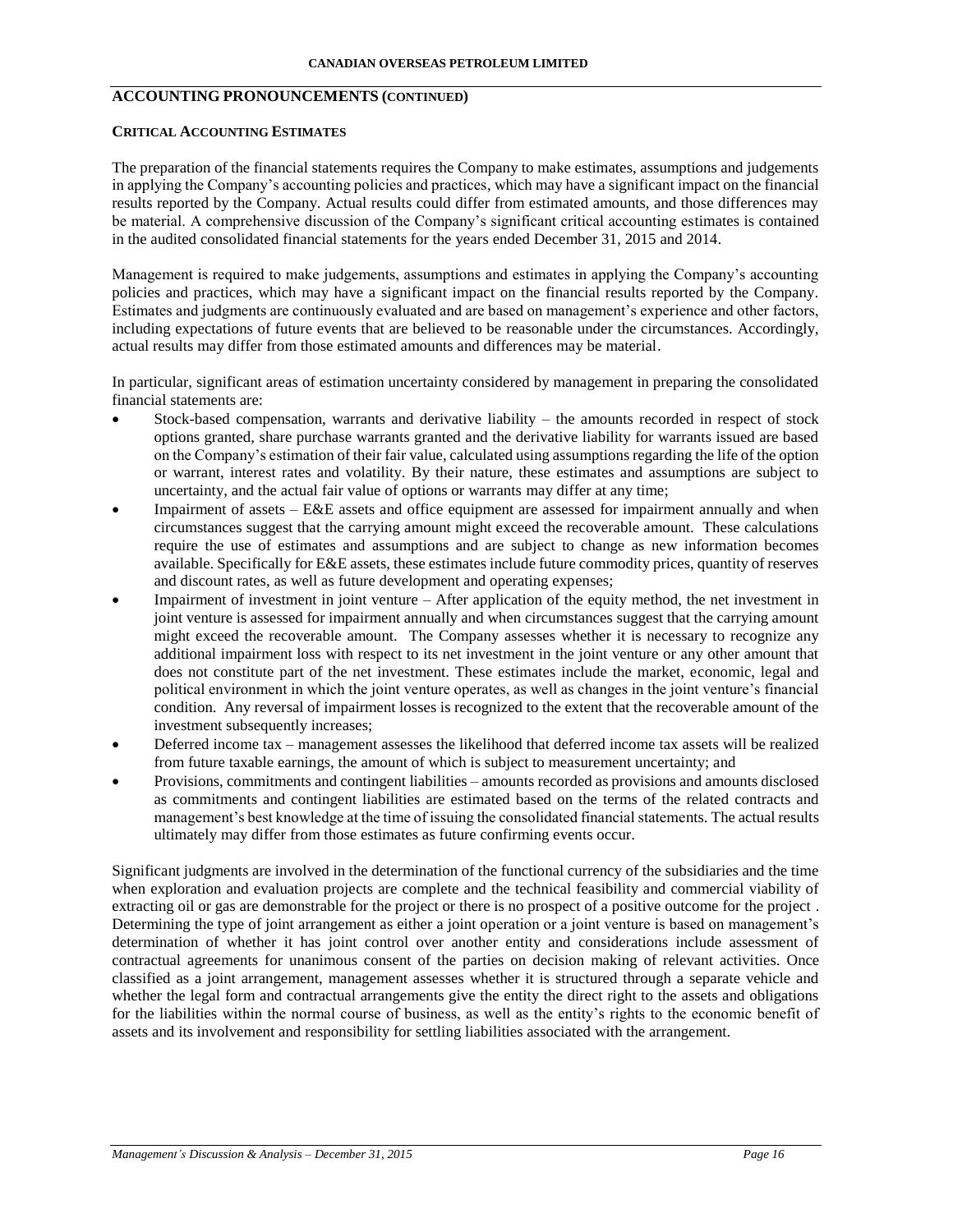## ACCOUNTING PRONOUNCEMENTS (CONTINUED)

### CRITICAL ACCOUNTING ESTIMATES

The preparation of the financial statements requires the Company to make estimates, assumptions and judgements in applying the Company's accounting policies and practices, which may have a significant impact on the financial results reported by the Company. Actual results could differ from estimated amounts, and those differences may be material. A comprehensive discussion of the Company's significant critical accounting estimates is contained in the audited consolidated financial statements for the years ended December 31, 2015 and 2014.

Management is required to make judgements, assumptions and estimates in applying the Company's accounting policies and practices, which may have a significant impact on the financial results reported by the Company. Estimates and judgments are continuously evaluated and are based on management's experience and other factors, including expectations of future events that are believed to be reasonable under the circumstances. Accordingly, actual results may differ from those estimated amounts and differences may be material.

In particular, significant areas of estimation uncertainty considered by management in preparing the consolidated financial statements are:

- Stock-based compensation, warrants and derivative liability – the amounts recorded in respect of stock options granted, share purchase warrants granted and the derivative liability for warrants issued are based on the Company's estimation of their fair value, calculated using assumptions regarding the life of the option or warrant, interest rates and volatility. By their nature, these estimates and assumptions are subject to uncertainty, and the actual fair value of options or warrants may differ at any time;
- Impairment of assets – E&E assets and office equipment are assessed for impairment annually and when circumstances suggest that the carrying amount might exceed the recoverable amount. These calculations require the use of estimates and assumptions and are subject to change as new information becomes available. Specifically for E&E assets, these estimates include future commodity prices, quantity of reserves and discount rates, as well as future development and operating expenses;
- Impairment of investment in joint venture – After application of the equity method, the net investment in joint venture is assessed for impairment annually and when circumstances suggest that the carrying amount might exceed the recoverable amount. The Company assesses whether it is necessary to recognize any additional impairment loss with respect to its net investment in the joint venture or any other amount that does not constitute part of the net investment. These estimates include the market, economic, legal and political environment in which the joint venture operates, as well as changes in the joint venture's financial condition. Any reversal of impairment losses is recognized to the extent that the recoverable amount of the investment subsequently increases;
- Deferred income tax – management assesses the likelihood that deferred income tax assets will be realized from future taxable earnings, the amount of which is subject to measurement uncertainty; and
- Provisions, commitments and contingent liabilities – amounts recorded as provisions and amounts disclosed as commitments and contingent liabilities are estimated based on the terms of the related contracts and management's best knowledge at the time of issuing the consolidated financial statements. The actual results ultimately may differ from those estimates as future confirming events occur.

Significant judgments are involved in the determination of the functional currency of the subsidiaries and the time when exploration and evaluation projects are complete and the technical feasibility and commercial viability of extracting oil or gas are demonstrable for the project or there is no prospect of a positive outcome for the project . Determining the type of joint arrangement as either a joint operation or a joint venture is based on management's determination of whether it has joint control over another entity and considerations include assessment of contractual agreements for unanimous consent of the parties on decision making of relevant activities. Once classified as a joint arrangement, management assesses whether it is structured through a separate vehicle and whether the legal form and contractual arrangements give the entity the direct right to the assets and obligations for the liabilities within the normal course of business, as well as the entity's rights to the economic benefit of assets and its involvement and responsibility for settling liabilities associated with the arrangement.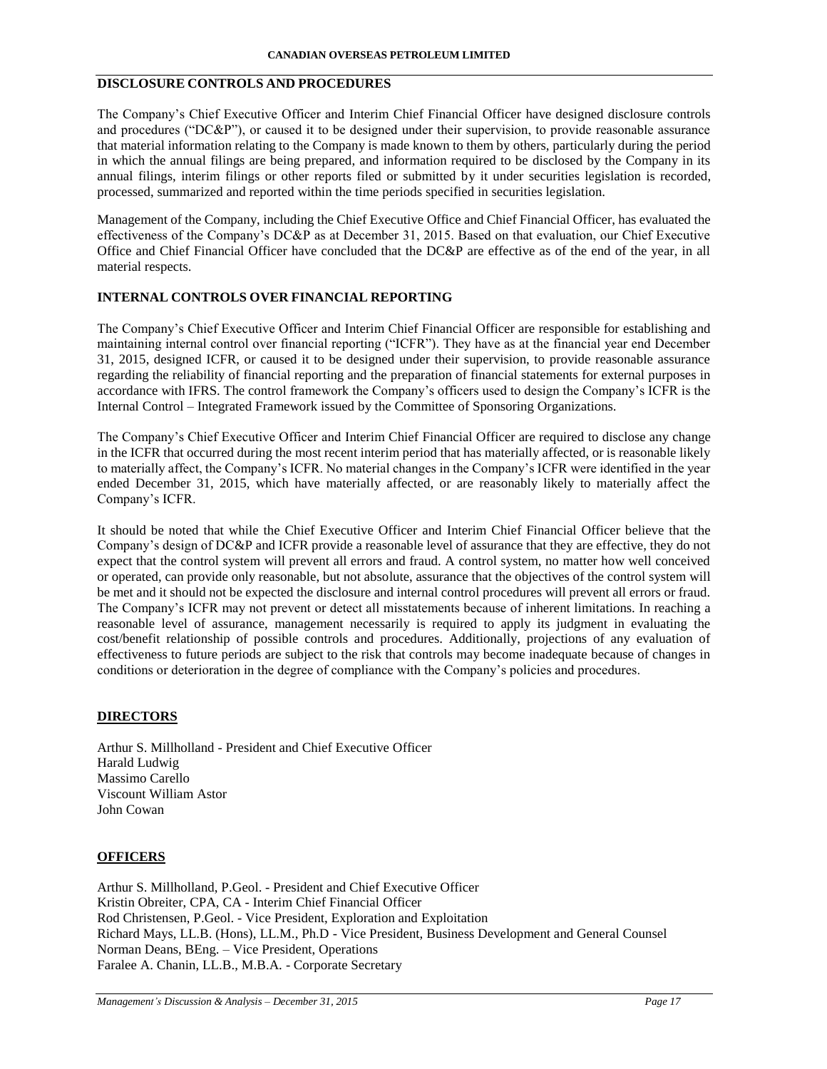## DISCLOSURE CONTROLS AND PROCEDURES

The Company's Chief Executive Officer and Interim Chief Financial Officer have designed disclosure controls and procedures ("DC&P"), or caused it to be designed under their supervision, to provide reasonable assurance that material information relating to the Company is made known to them by others, particularly during the period in which the annual filings are being prepared, and information required to be disclosed by the Company in its annual filings, interim filings or other reports filed or submitted by it under securities legislation is recorded, processed, summarized and reported within the time periods specified in securities legislation.

Management of the Company, including the Chief Executive Office and Chief Financial Officer, has evaluated the effectiveness of the Company's DC&P as at December 31, 2015. Based on that evaluation, our Chief Executive Office and Chief Financial Officer have concluded that the DC&P are effective as of the end of the year, in all material respects.

## INTERNAL CONTROLS OVER FINANCIAL REPORTING

The Company's Chief Executive Officer and Interim Chief Financial Officer are responsible for establishing and maintaining internal control over financial reporting ("ICFR"). They have as at the financial year end December 31, 2015, designed ICFR, or caused it to be designed under their supervision, to provide reasonable assurance regarding the reliability of financial reporting and the preparation of financial statements for external purposes in accordance with IFRS. The control framework the Company's officers used to design the Company's ICFR is the Internal Control – Integrated Framework issued by the Committee of Sponsoring Organizations.

The Company's Chief Executive Officer and Interim Chief Financial Officer are required to disclose any change in the ICFR that occurred during the most recent interim period that has materially affected, or is reasonable likely to materially affect, the Company's ICFR. No material changes in the Company's ICFR were identified in the year ended December 31, 2015, which have materially affected, or are reasonably likely to materially affect the Company's ICFR.

It should be noted that while the Chief Executive Officer and Interim Chief Financial Officer believe that the Company's design of DC&P and ICFR provide a reasonable level of assurance that they are effective, they do not expect that the control system will prevent all errors and fraud. A control system, no matter how well conceived or operated, can provide only reasonable, but not absolute, assurance that the objectives of the control system will be met and it should not be expected the disclosure and internal control procedures will prevent all errors or fraud. The Company's ICFR may not prevent or detect all misstatements because of inherent limitations. In reaching a reasonable level of assurance, management necessarily is required to apply its judgment in evaluating the cost/benefit relationship of possible controls and procedures. Additionally, projections of any evaluation of effectiveness to future periods are subject to the risk that controls may become inadequate because of changes in conditions or deterioration in the degree of compliance with the Company's policies and procedures.

## DIRECTORS

Arthur S. Millholland - President and Chief Executive Officer
Harald Ludwig
Massimo Carello
Viscount William Astor
John Cowan

## OFFICERS

Arthur S. Millholland, P.Geol. - President and Chief Executive Officer
Kristin Obreiter, CPA, CA - Interim Chief Financial Officer
Rod Christensen, P.Geol. - Vice President, Exploration and Exploitation
Richard Mays, LL.B. (Hons), LL.M., Ph.D - Vice President, Business Development and General Counsel
Norman Deans, BEng. – Vice President, Operations
Faralee A. Chanin, LL.B., M.B.A. - Corporate Secretary